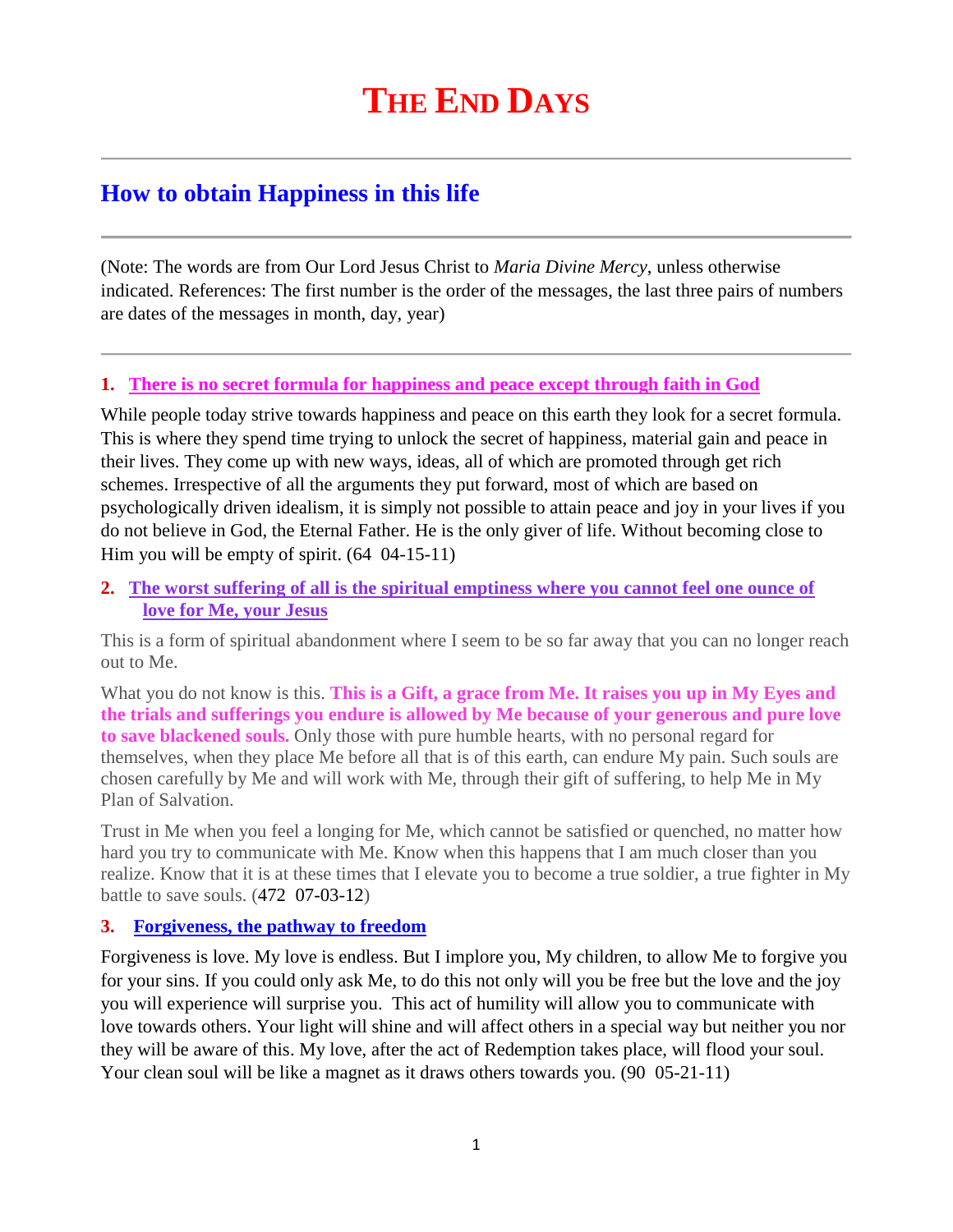# THE END DAYS

## How to obtain Happiness in this life

(Note: The words are from Our Lord Jesus Christ to *Maria Divine Mercy*, unless otherwise indicated. References: The first number is the order of the messages, the last three pairs of numbers are dates of the messages in month, day, year)

### 1. There is no secret formula for happiness and peace except through faith in God

While people today strive towards happiness and peace on this earth they look for a secret formula. This is where they spend time trying to unlock the secret of happiness, material gain and peace in their lives. They come up with new ways, ideas, all of which are promoted through get rich schemes. Irrespective of all the arguments they put forward, most of which are based on psychologically driven idealism, it is simply not possible to attain peace and joy in your lives if you do not believe in God, the Eternal Father. He is the only giver of life. Without becoming close to Him you will be empty of spirit. (64 04-15-11)

### 2. The worst suffering of all is the spiritual emptiness where you cannot feel one ounce of love for Me, your Jesus

This is a form of spiritual abandonment where I seem to be so far away that you can no longer reach out to Me.

What you do not know is this. **This is a Gift, a grace from Me. It raises you up in My Eyes and the trials and sufferings you endure is allowed by Me because of your generous and pure love to save blackened souls.** Only those with pure humble hearts, with no personal regard for themselves, when they place Me before all that is of this earth, can endure My pain. Such souls are chosen carefully by Me and will work with Me, through their gift of suffering, to help Me in My Plan of Salvation.

Trust in Me when you feel a longing for Me, which cannot be satisfied or quenched, no matter how hard you try to communicate with Me. Know when this happens that I am much closer than you realize. Know that it is at these times that I elevate you to become a true soldier, a true fighter in My battle to save souls. (472 07-03-12)

### 3. Forgiveness, the pathway to freedom

Forgiveness is love. My love is endless. But I implore you, My children, to allow Me to forgive you for your sins. If you could only ask Me, to do this not only will you be free but the love and the joy you will experience will surprise you. This act of humility will allow you to communicate with love towards others. Your light will shine and will affect others in a special way but neither you nor they will be aware of this. My love, after the act of Redemption takes place, will flood your soul. Your clean soul will be like a magnet as it draws others towards you. (90 05-21-11)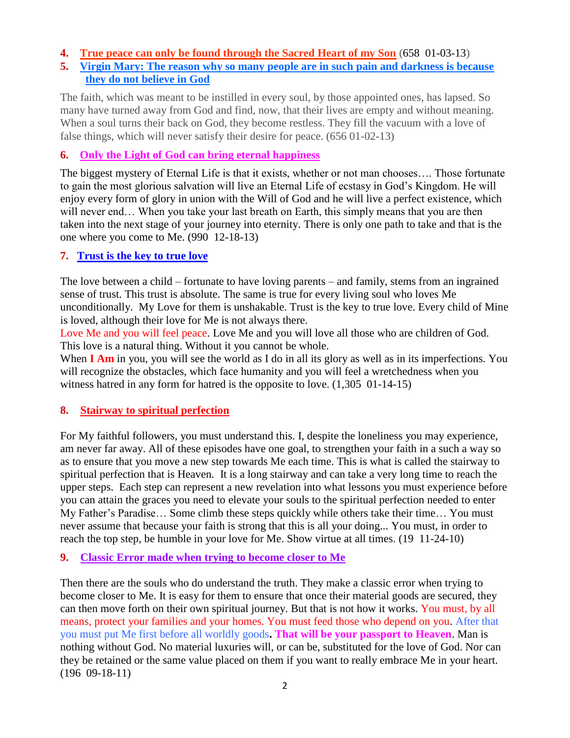4. **True peace can only be found through the Sacred Heart of my Son** (658 01-03-13)
5. **Virgin Mary: The reason why so many people are in such pain and darkness is because they do not believe in God**

The faith, which was meant to be instilled in every soul, by those appointed ones, has lapsed. So many have turned away from God and find, now, that their lives are empty and without meaning. When a soul turns their back on God, they become restless. They fill the vacuum with a love of false things, which will never satisfy their desire for peace. (656 01-02-13)

6. **Only the Light of God can bring eternal happiness**

The biggest mystery of Eternal Life is that it exists, whether or not man chooses…. Those fortunate to gain the most glorious salvation will live an Eternal Life of ecstasy in God's Kingdom. He will enjoy every form of glory in union with the Will of God and he will live a perfect existence, which will never end… When you take your last breath on Earth, this simply means that you are then taken into the next stage of your journey into eternity. There is only one path to take and that is the one where you come to Me. (990 12-18-13)

7. **Trust is the key to true love**

The love between a child – fortunate to have loving parents – and family, stems from an ingrained sense of trust. This trust is absolute. The same is true for every living soul who loves Me unconditionally. My Love for them is unshakable. Trust is the key to true love. Every child of Mine is loved, although their love for Me is not always there.
Love Me and you will feel peace. Love Me and you will love all those who are children of God. This love is a natural thing. Without it you cannot be whole.
When **I Am** in you, you will see the world as I do in all its glory as well as in its imperfections. You will recognize the obstacles, which face humanity and you will feel a wretchedness when you witness hatred in any form for hatred is the opposite to love. (1,305 01-14-15)

8. **Stairway to spiritual perfection**

For My faithful followers, you must understand this. I, despite the loneliness you may experience, am never far away. All of these episodes have one goal, to strengthen your faith in a such a way so as to ensure that you move a new step towards Me each time. This is what is called the stairway to spiritual perfection that is Heaven. It is a long stairway and can take a very long time to reach the upper steps. Each step can represent a new revelation into what lessons you must experience before you can attain the graces you need to elevate your souls to the spiritual perfection needed to enter My Father's Paradise… Some climb these steps quickly while others take their time… You must never assume that because your faith is strong that this is all your doing... You must, in order to reach the top step, be humble in your love for Me. Show virtue at all times. (19 11-24-10)

9. **Classic Error made when trying to become closer to Me**

Then there are the souls who do understand the truth. They make a classic error when trying to become closer to Me. It is easy for them to ensure that once their material goods are secured, they can then move forth on their own spiritual journey. But that is not how it works. You must, by all means, protect your families and your homes. You must feed those who depend on you. After that you must put Me first before all worldly goods**. That will be your passport to Heaven**. Man is nothing without God. No material luxuries will, or can be, substituted for the love of God. Nor can they be retained or the same value placed on them if you want to really embrace Me in your heart. (196 09-18-11)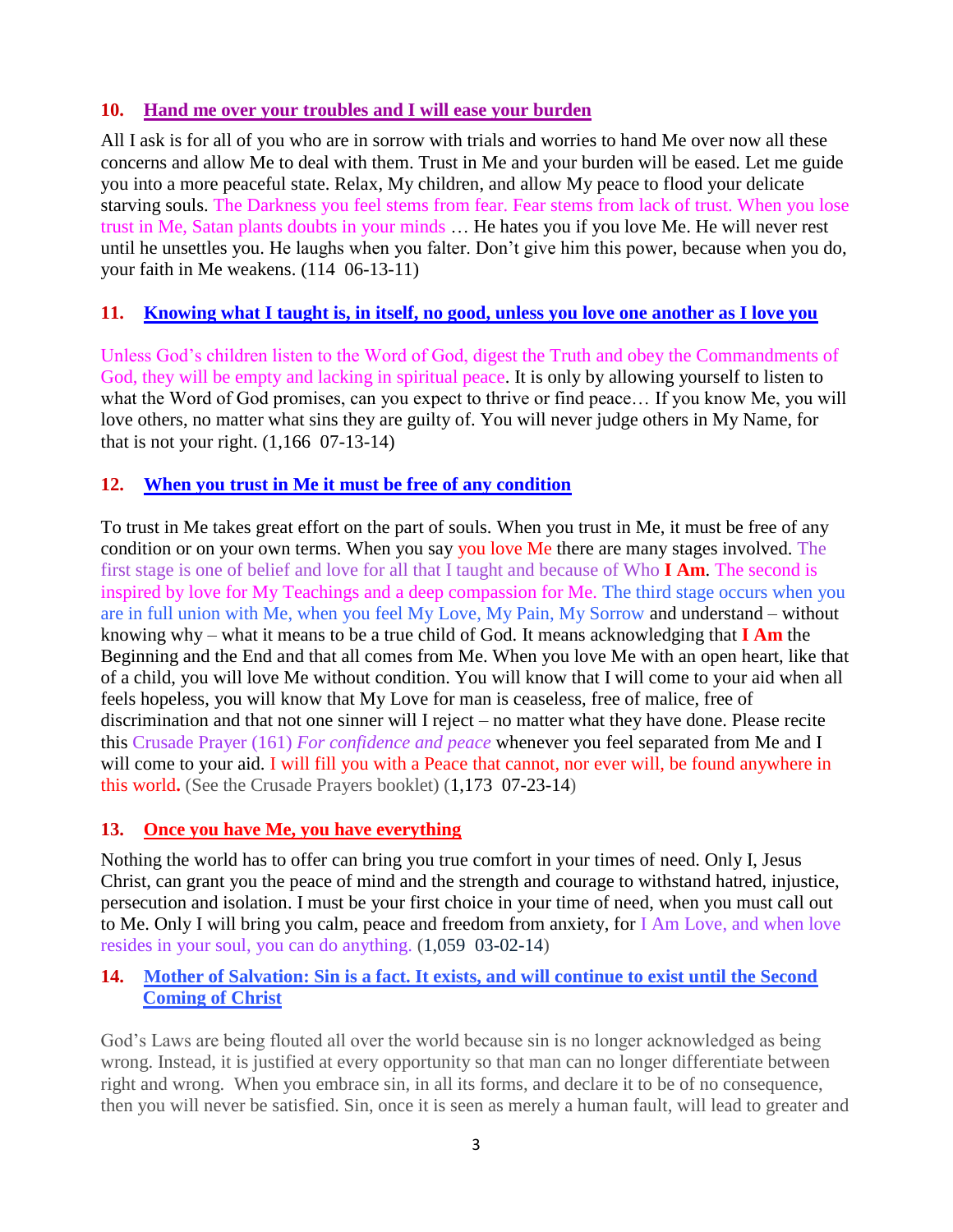### 10. Hand me over your troubles and I will ease your burden

All I ask is for all of you who are in sorrow with trials and worries to hand Me over now all these concerns and allow Me to deal with them. Trust in Me and your burden will be eased. Let me guide you into a more peaceful state. Relax, My children, and allow My peace to flood your delicate starving souls. The Darkness you feel stems from fear. Fear stems from lack of trust. When you lose trust in Me, Satan plants doubts in your minds … He hates you if you love Me. He will never rest until he unsettles you. He laughs when you falter. Don't give him this power, because when you do, your faith in Me weakens. (114 06-13-11)

### 11. Knowing what I taught is, in itself, no good, unless you love one another as I love you

Unless God's children listen to the Word of God, digest the Truth and obey the Commandments of God, they will be empty and lacking in spiritual peace. It is only by allowing yourself to listen to what the Word of God promises, can you expect to thrive or find peace… If you know Me, you will love others, no matter what sins they are guilty of. You will never judge others in My Name, for that is not your right. (1,166 07-13-14)

### 12. When you trust in Me it must be free of any condition

To trust in Me takes great effort on the part of souls. When you trust in Me, it must be free of any condition or on your own terms. When you say you love Me there are many stages involved. The first stage is one of belief and love for all that I taught and because of Who **I Am**. The second is inspired by love for My Teachings and a deep compassion for Me. The third stage occurs when you are in full union with Me, when you feel My Love, My Pain, My Sorrow and understand – without knowing why – what it means to be a true child of God. It means acknowledging that **I Am** the Beginning and the End and that all comes from Me. When you love Me with an open heart, like that of a child, you will love Me without condition. You will know that I will come to your aid when all feels hopeless, you will know that My Love for man is ceaseless, free of malice, free of discrimination and that not one sinner will I reject – no matter what they have done. Please recite this Crusade Prayer (161) *For confidence and peace* whenever you feel separated from Me and I will come to your aid. I will fill you with a Peace that cannot, nor ever will, be found anywhere in this world**.** (See the Crusade Prayers booklet) (1,173 07-23-14)

### 13. Once you have Me, you have everything

Nothing the world has to offer can bring you true comfort in your times of need. Only I, Jesus Christ, can grant you the peace of mind and the strength and courage to withstand hatred, injustice, persecution and isolation. I must be your first choice in your time of need, when you must call out to Me. Only I will bring you calm, peace and freedom from anxiety, for I Am Love, and when love resides in your soul, you can do anything. (1,059 03-02-14)

### 14. Mother of Salvation: Sin is a fact. It exists, and will continue to exist until the Second Coming of Christ

God's Laws are being flouted all over the world because sin is no longer acknowledged as being wrong. Instead, it is justified at every opportunity so that man can no longer differentiate between right and wrong. When you embrace sin, in all its forms, and declare it to be of no consequence, then you will never be satisfied. Sin, once it is seen as merely a human fault, will lead to greater and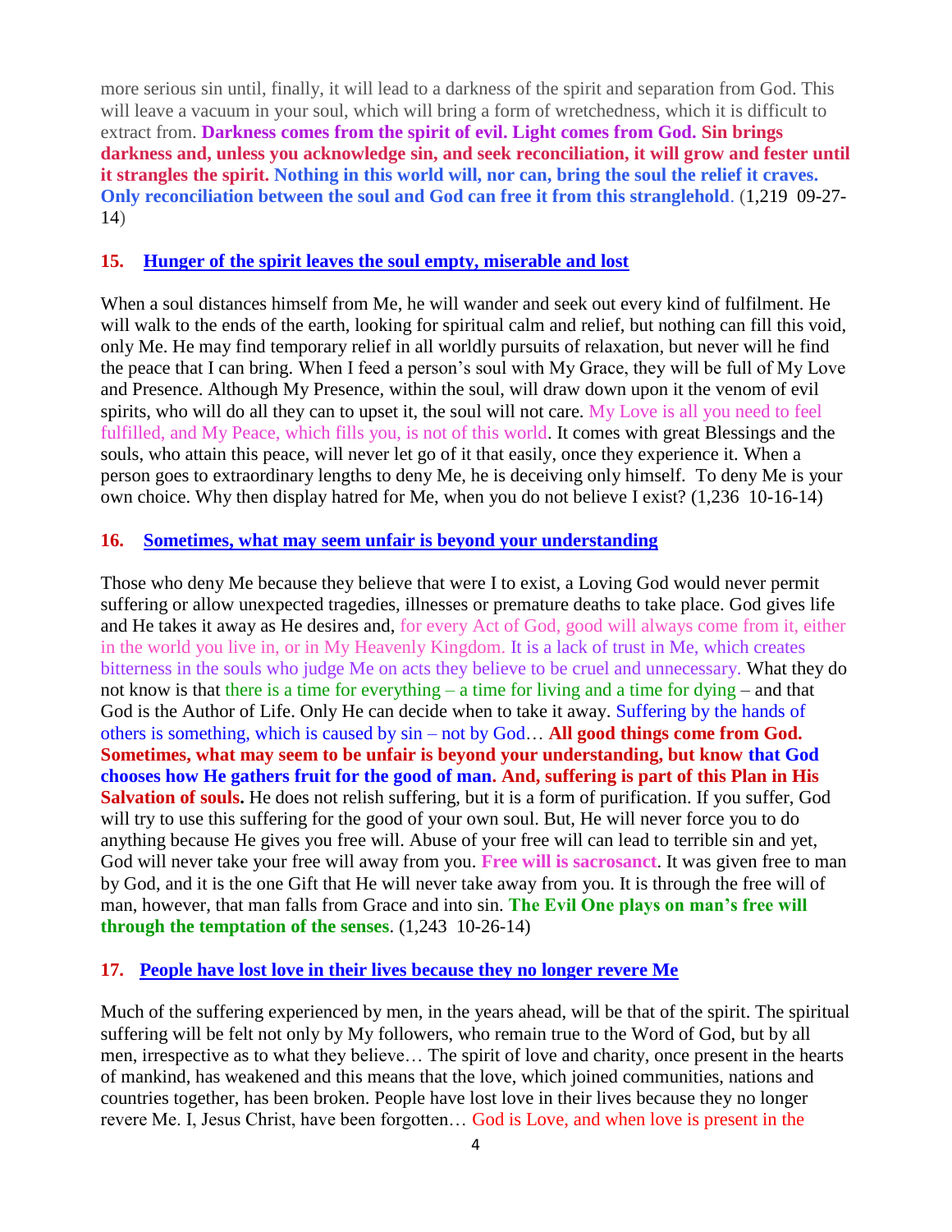more serious sin until, finally, it will lead to a darkness of the spirit and separation from God. This will leave a vacuum in your soul, which will bring a form of wretchedness, which it is difficult to extract from. **Darkness comes from the spirit of evil. Light comes from God. Sin brings darkness and, unless you acknowledge sin, and seek reconciliation, it will grow and fester until it strangles the spirit. Nothing in this world will, nor can, bring the soul the relief it craves. Only reconciliation between the soul and God can free it from this stranglehold**. (1,219 09-27-14)

### 15. Hunger of the spirit leaves the soul empty, miserable and lost

When a soul distances himself from Me, he will wander and seek out every kind of fulfilment. He will walk to the ends of the earth, looking for spiritual calm and relief, but nothing can fill this void, only Me. He may find temporary relief in all worldly pursuits of relaxation, but never will he find the peace that I can bring. When I feed a person's soul with My Grace, they will be full of My Love and Presence. Although My Presence, within the soul, will draw down upon it the venom of evil spirits, who will do all they can to upset it, the soul will not care. My Love is all you need to feel fulfilled, and My Peace, which fills you, is not of this world. It comes with great Blessings and the souls, who attain this peace, will never let go of it that easily, once they experience it. When a person goes to extraordinary lengths to deny Me, he is deceiving only himself. To deny Me is your own choice. Why then display hatred for Me, when you do not believe I exist? (1,236 10-16-14)

### 16. Sometimes, what may seem unfair is beyond your understanding

Those who deny Me because they believe that were I to exist, a Loving God would never permit suffering or allow unexpected tragedies, illnesses or premature deaths to take place. God gives life and He takes it away as He desires and, for every Act of God, good will always come from it, either in the world you live in, or in My Heavenly Kingdom. It is a lack of trust in Me, which creates bitterness in the souls who judge Me on acts they believe to be cruel and unnecessary. What they do not know is that there is a time for everything – a time for living and a time for dying – and that God is the Author of Life. Only He can decide when to take it away. Suffering by the hands of others is something, which is caused by sin – not by God… **All good things come from God. Sometimes, what may seem to be unfair is beyond your understanding, but know that God chooses how He gathers fruit for the good of man. And, suffering is part of this Plan in His Salvation of souls.** He does not relish suffering, but it is a form of purification. If you suffer, God will try to use this suffering for the good of your own soul. But, He will never force you to do anything because He gives you free will. Abuse of your free will can lead to terrible sin and yet, God will never take your free will away from you. **Free will is sacrosanct**. It was given free to man by God, and it is the one Gift that He will never take away from you. It is through the free will of man, however, that man falls from Grace and into sin. **The Evil One plays on man's free will through the temptation of the senses**. (1,243 10-26-14)

### 17. People have lost love in their lives because they no longer revere Me

Much of the suffering experienced by men, in the years ahead, will be that of the spirit. The spiritual suffering will be felt not only by My followers, who remain true to the Word of God, but by all men, irrespective as to what they believe… The spirit of love and charity, once present in the hearts of mankind, has weakened and this means that the love, which joined communities, nations and countries together, has been broken. People have lost love in their lives because they no longer revere Me. I, Jesus Christ, have been forgotten… God is Love, and when love is present in the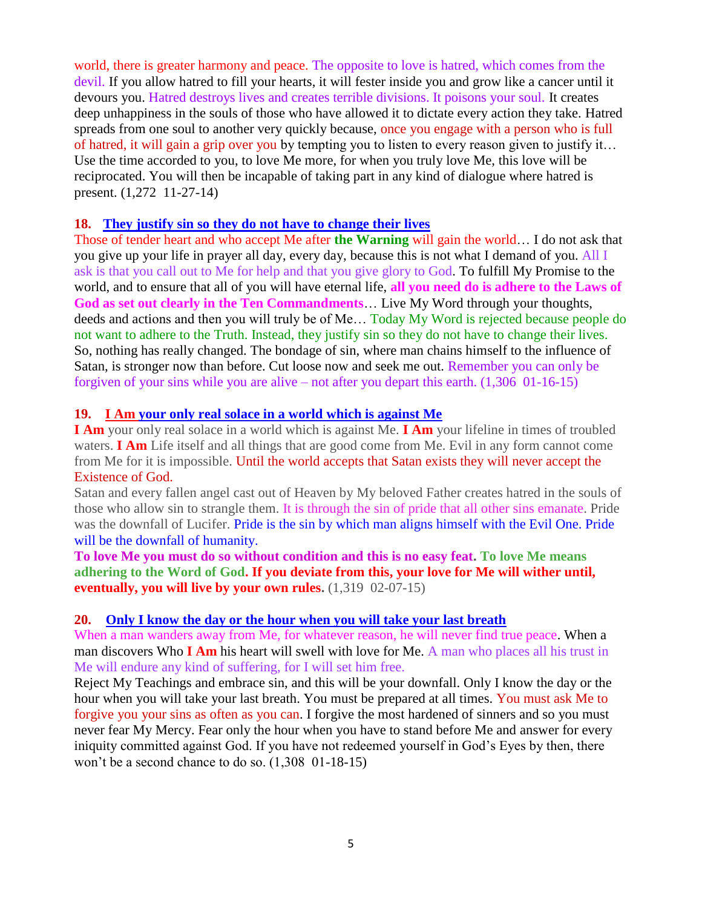world, there is greater harmony and peace. The opposite to love is hatred, which comes from the devil. If you allow hatred to fill your hearts, it will fester inside you and grow like a cancer until it devours you. Hatred destroys lives and creates terrible divisions. It poisons your soul. It creates deep unhappiness in the souls of those who have allowed it to dictate every action they take. Hatred spreads from one soul to another very quickly because, once you engage with a person who is full of hatred, it will gain a grip over you by tempting you to listen to every reason given to justify it… Use the time accorded to you, to love Me more, for when you truly love Me, this love will be reciprocated. You will then be incapable of taking part in any kind of dialogue where hatred is present. (1,272 11-27-14)

**18. They justify sin so they do not have to change their lives**

Those of tender heart and who accept Me after **the Warning** will gain the world… I do not ask that you give up your life in prayer all day, every day, because this is not what I demand of you. All I ask is that you call out to Me for help and that you give glory to God. To fulfill My Promise to the world, and to ensure that all of you will have eternal life, **all you need do is adhere to the Laws of God as set out clearly in the Ten Commandments**… Live My Word through your thoughts, deeds and actions and then you will truly be of Me… Today My Word is rejected because people do not want to adhere to the Truth. Instead, they justify sin so they do not have to change their lives. So, nothing has really changed. The bondage of sin, where man chains himself to the influence of Satan, is stronger now than before. Cut loose now and seek me out. Remember you can only be forgiven of your sins while you are alive – not after you depart this earth. (1,306 01-16-15)

**19. I Am your only real solace in a world which is against Me**

**I Am** your only real solace in a world which is against Me. **I Am** your lifeline in times of troubled waters. **I Am** Life itself and all things that are good come from Me. Evil in any form cannot come from Me for it is impossible. Until the world accepts that Satan exists they will never accept the Existence of God.

Satan and every fallen angel cast out of Heaven by My beloved Father creates hatred in the souls of those who allow sin to strangle them. It is through the sin of pride that all other sins emanate. Pride was the downfall of Lucifer. Pride is the sin by which man aligns himself with the Evil One. Pride will be the downfall of humanity.

**To love Me you must do so without condition and this is no easy feat. To love Me means adhering to the Word of God. If you deviate from this, your love for Me will wither until, eventually, you will live by your own rules.** (1,319 02-07-15)

**20. Only I know the day or the hour when you will take your last breath**

When a man wanders away from Me, for whatever reason, he will never find true peace. When a man discovers Who **I Am** his heart will swell with love for Me. A man who places all his trust in Me will endure any kind of suffering, for I will set him free.

Reject My Teachings and embrace sin, and this will be your downfall. Only I know the day or the hour when you will take your last breath. You must be prepared at all times. You must ask Me to forgive you your sins as often as you can. I forgive the most hardened of sinners and so you must never fear My Mercy. Fear only the hour when you have to stand before Me and answer for every iniquity committed against God. If you have not redeemed yourself in God's Eyes by then, there won't be a second chance to do so. (1,308 01-18-15)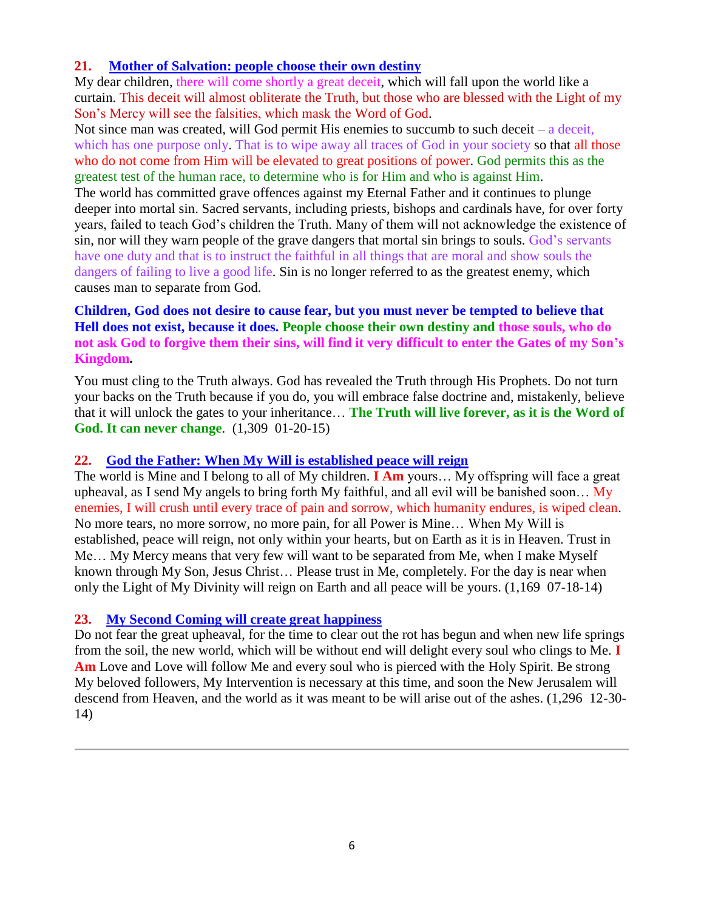### 21. Mother of Salvation: people choose their own destiny

My dear children, there will come shortly a great deceit, which will fall upon the world like a curtain. This deceit will almost obliterate the Truth, but those who are blessed with the Light of my Son's Mercy will see the falsities, which mask the Word of God.

Not since man was created, will God permit His enemies to succumb to such deceit – a deceit, which has one purpose only. That is to wipe away all traces of God in your society so that all those who do not come from Him will be elevated to great positions of power. God permits this as the greatest test of the human race, to determine who is for Him and who is against Him.

The world has committed grave offences against my Eternal Father and it continues to plunge deeper into mortal sin. Sacred servants, including priests, bishops and cardinals have, for over forty years, failed to teach God's children the Truth. Many of them will not acknowledge the existence of sin, nor will they warn people of the grave dangers that mortal sin brings to souls. God's servants have one duty and that is to instruct the faithful in all things that are moral and show souls the dangers of failing to live a good life. Sin is no longer referred to as the greatest enemy, which causes man to separate from God.

**Children, God does not desire to cause fear, but you must never be tempted to believe that Hell does not exist, because it does. People choose their own destiny and those souls, who do not ask God to forgive them their sins, will find it very difficult to enter the Gates of my Son's Kingdom.**

You must cling to the Truth always. God has revealed the Truth through His Prophets. Do not turn your backs on the Truth because if you do, you will embrace false doctrine and, mistakenly, believe that it will unlock the gates to your inheritance… **The Truth will live forever, as it is the Word of God. It can never change.** (1,309 01-20-15)

### 22. God the Father: When My Will is established peace will reign

The world is Mine and I belong to all of My children. **I Am** yours… My offspring will face a great upheaval, as I send My angels to bring forth My faithful, and all evil will be banished soon… My enemies, I will crush until every trace of pain and sorrow, which humanity endures, is wiped clean. No more tears, no more sorrow, no more pain, for all Power is Mine… When My Will is established, peace will reign, not only within your hearts, but on Earth as it is in Heaven. Trust in Me… My Mercy means that very few will want to be separated from Me, when I make Myself known through My Son, Jesus Christ… Please trust in Me, completely. For the day is near when only the Light of My Divinity will reign on Earth and all peace will be yours. (1,169 07-18-14)

### 23. My Second Coming will create great happiness

Do not fear the great upheaval, for the time to clear out the rot has begun and when new life springs from the soil, the new world, which will be without end will delight every soul who clings to Me. **I Am** Love and Love will follow Me and every soul who is pierced with the Holy Spirit. Be strong My beloved followers, My Intervention is necessary at this time, and soon the New Jerusalem will descend from Heaven, and the world as it was meant to be will arise out of the ashes. (1,296 12-30-14)

---